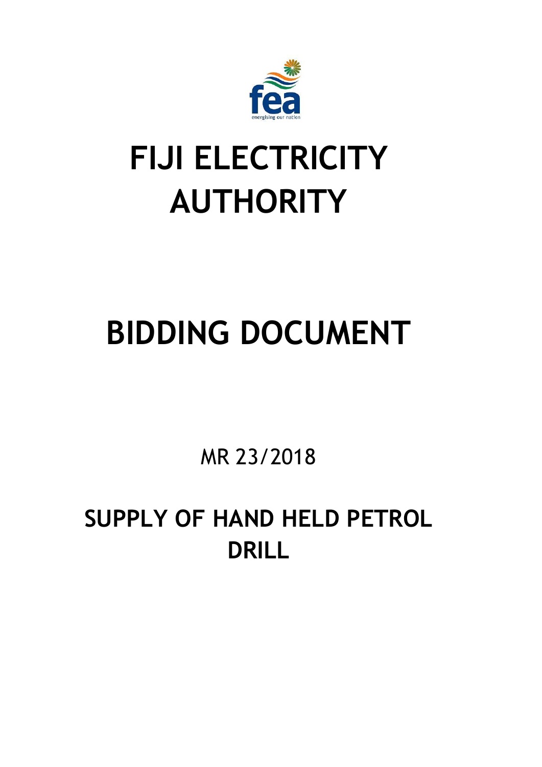# FIJI ELECTRICITY AUTHORITY

# BIDDING DOCUMENT

MR 23/2018

## SUPPLY OF HAND HELD PETROL DRILL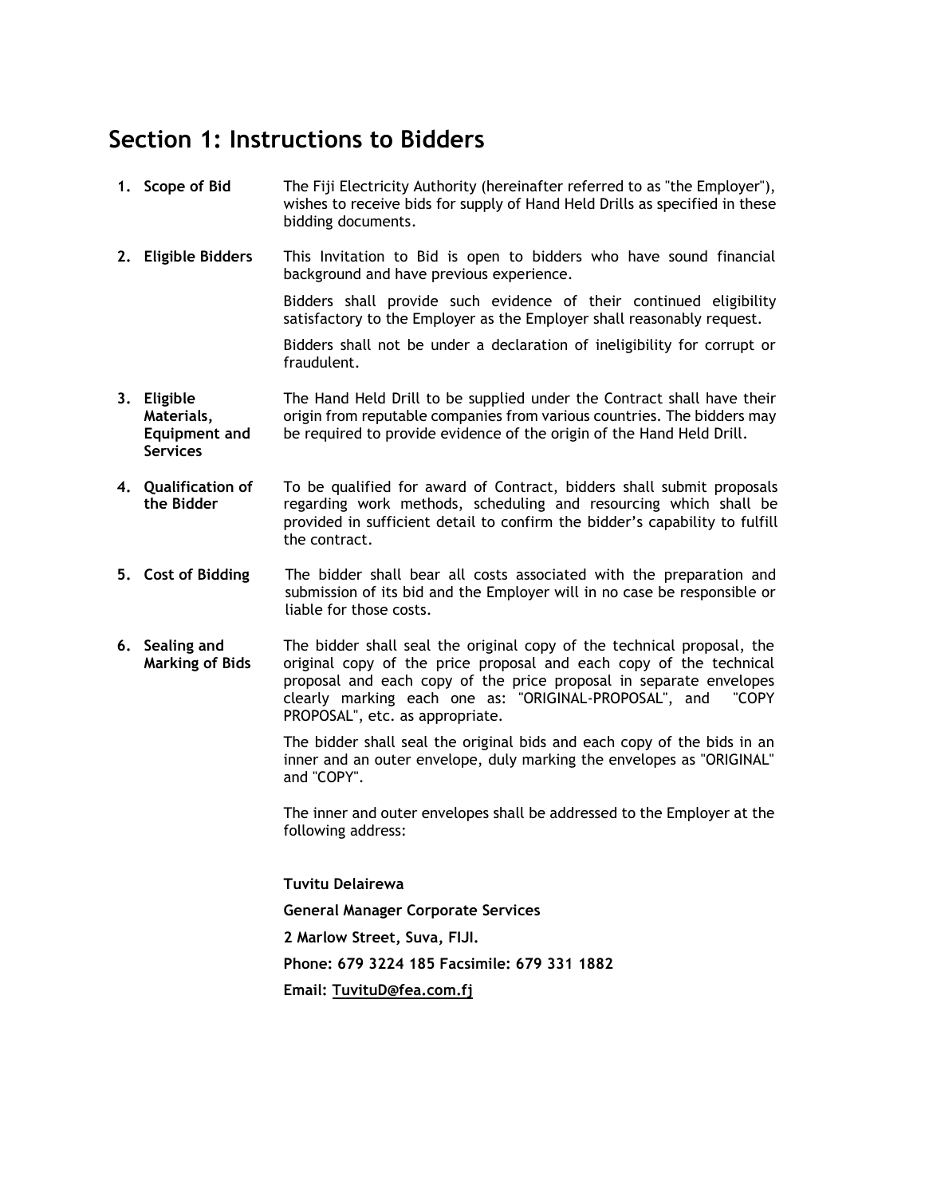# Section 1: Instructions to Bidders

**1. Scope of Bid**

The Fiji Electricity Authority (hereinafter referred to as "the Employer"), wishes to receive bids for supply of Hand Held Drills as specified in these bidding documents.

**2. Eligible Bidders**

This Invitation to Bid is open to bidders who have sound financial background and have previous experience.

Bidders shall provide such evidence of their continued eligibility satisfactory to the Employer as the Employer shall reasonably request.

Bidders shall not be under a declaration of ineligibility for corrupt or fraudulent.

**3. Eligible Materials, Equipment and Services**

The Hand Held Drill to be supplied under the Contract shall have their origin from reputable companies from various countries. The bidders may be required to provide evidence of the origin of the Hand Held Drill.

**4. Qualification of the Bidder**

To be qualified for award of Contract, bidders shall submit proposals regarding work methods, scheduling and resourcing which shall be provided in sufficient detail to confirm the bidder's capability to fulfill the contract.

**5. Cost of Bidding**

The bidder shall bear all costs associated with the preparation and submission of its bid and the Employer will in no case be responsible or liable for those costs.

**6. Sealing and Marking of Bids**

The bidder shall seal the original copy of the technical proposal, the original copy of the price proposal and each copy of the technical proposal and each copy of the price proposal in separate envelopes clearly marking each one as: "ORIGINAL-PROPOSAL", and "COPY PROPOSAL", etc. as appropriate.

The bidder shall seal the original bids and each copy of the bids in an inner and an outer envelope, duly marking the envelopes as "ORIGINAL" and "COPY".

The inner and outer envelopes shall be addressed to the Employer at the following address:

**Tuvitu Delairewa**

**General Manager Corporate Services**

**2 Marlow Street, Suva, FIJI.**

**Phone: 679 3224 185 Facsimile: 679 331 1882**

**Email: TuvituD@fea.com.fj**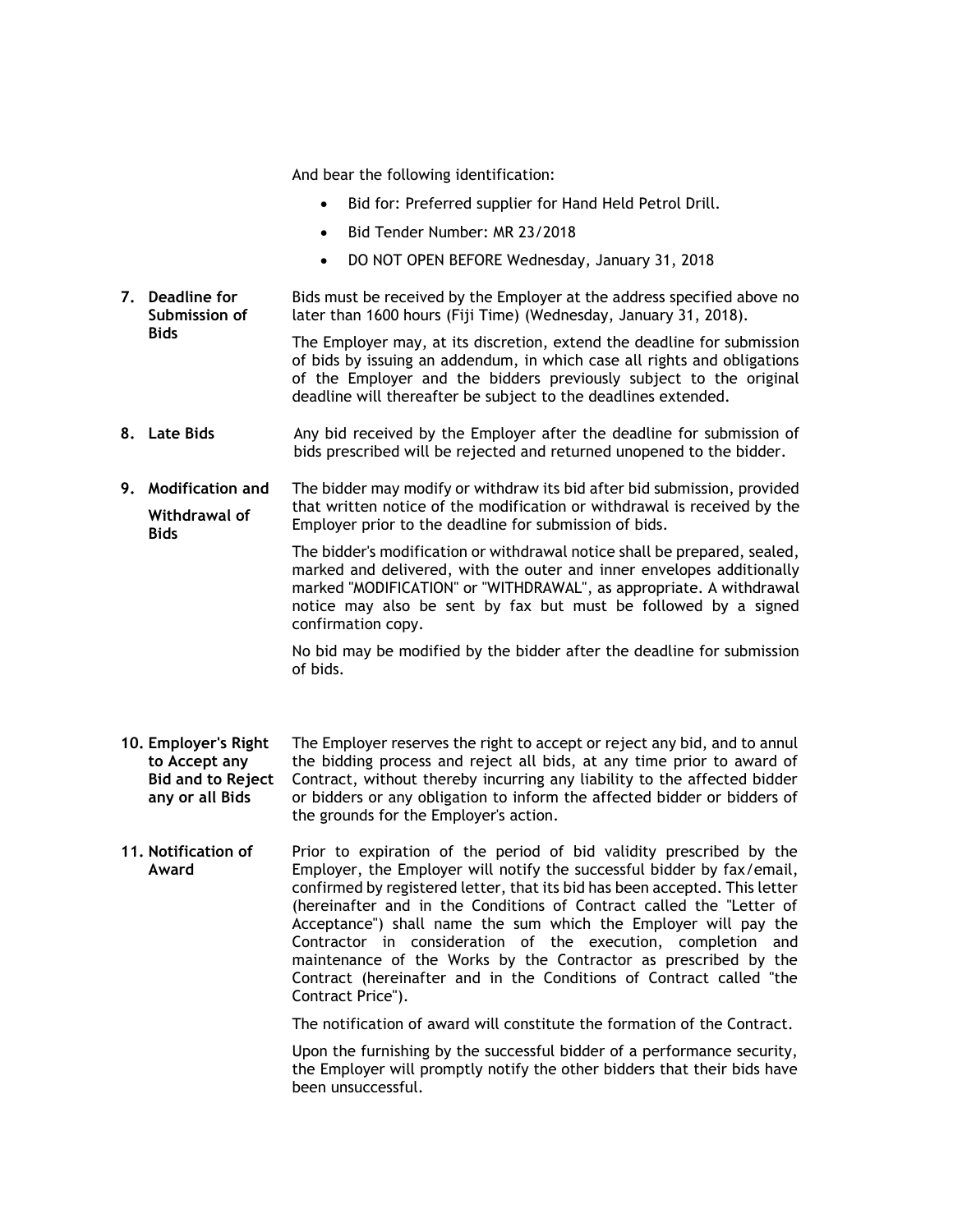And bear the following identification:

- Bid for: Preferred supplier for Hand Held Petrol Drill.
- Bid Tender Number: MR 23/2018
- DO NOT OPEN BEFORE Wednesday, January 31, 2018

**7. Deadline for Submission of Bids**

Bids must be received by the Employer at the address specified above no later than 1600 hours (Fiji Time) (Wednesday, January 31, 2018).

The Employer may, at its discretion, extend the deadline for submission of bids by issuing an addendum, in which case all rights and obligations of the Employer and the bidders previously subject to the original deadline will thereafter be subject to the deadlines extended.

**8. Late Bids**

Any bid received by the Employer after the deadline for submission of bids prescribed will be rejected and returned unopened to the bidder.

**9. Modification and Withdrawal of Bids**

The bidder may modify or withdraw its bid after bid submission, provided that written notice of the modification or withdrawal is received by the Employer prior to the deadline for submission of bids.

The bidder's modification or withdrawal notice shall be prepared, sealed, marked and delivered, with the outer and inner envelopes additionally marked "MODIFICATION" or "WITHDRAWAL", as appropriate. A withdrawal notice may also be sent by fax but must be followed by a signed confirmation copy.

No bid may be modified by the bidder after the deadline for submission of bids.

**10. Employer's Right to Accept any Bid and to Reject any or all Bids**

The Employer reserves the right to accept or reject any bid, and to annul the bidding process and reject all bids, at any time prior to award of Contract, without thereby incurring any liability to the affected bidder or bidders or any obligation to inform the affected bidder or bidders of the grounds for the Employer's action.

**11. Notification of Award**

Prior to expiration of the period of bid validity prescribed by the Employer, the Employer will notify the successful bidder by fax/email, confirmed by registered letter, that its bid has been accepted. This letter (hereinafter and in the Conditions of Contract called the "Letter of Acceptance") shall name the sum which the Employer will pay the Contractor in consideration of the execution, completion and maintenance of the Works by the Contractor as prescribed by the Contract (hereinafter and in the Conditions of Contract called "the Contract Price").

The notification of award will constitute the formation of the Contract.

Upon the furnishing by the successful bidder of a performance security, the Employer will promptly notify the other bidders that their bids have been unsuccessful.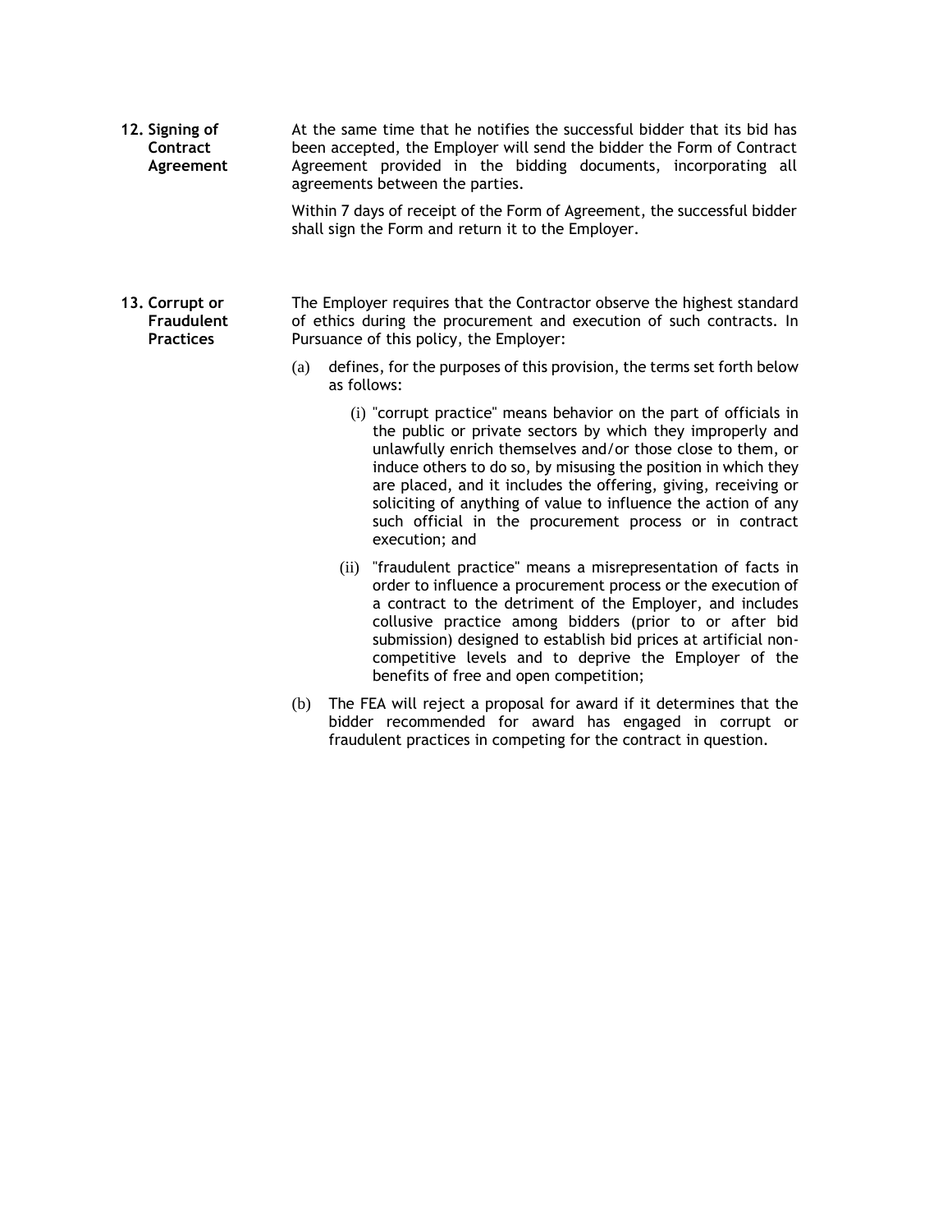**12. Signing of Contract Agreement**

At the same time that he notifies the successful bidder that its bid has been accepted, the Employer will send the bidder the Form of Contract Agreement provided in the bidding documents, incorporating all agreements between the parties.

Within 7 days of receipt of the Form of Agreement, the successful bidder shall sign the Form and return it to the Employer.

**13. Corrupt or Fraudulent Practices**

The Employer requires that the Contractor observe the highest standard of ethics during the procurement and execution of such contracts. In Pursuance of this policy, the Employer:

(a) defines, for the purposes of this provision, the terms set forth below as follows:

(i) "corrupt practice" means behavior on the part of officials in the public or private sectors by which they improperly and unlawfully enrich themselves and/or those close to them, or induce others to do so, by misusing the position in which they are placed, and it includes the offering, giving, receiving or soliciting of anything of value to influence the action of any such official in the procurement process or in contract execution; and

(ii) "fraudulent practice" means a misrepresentation of facts in order to influence a procurement process or the execution of a contract to the detriment of the Employer, and includes collusive practice among bidders (prior to or after bid submission) designed to establish bid prices at artificial non-competitive levels and to deprive the Employer of the benefits of free and open competition;

(b) The FEA will reject a proposal for award if it determines that the bidder recommended for award has engaged in corrupt or fraudulent practices in competing for the contract in question.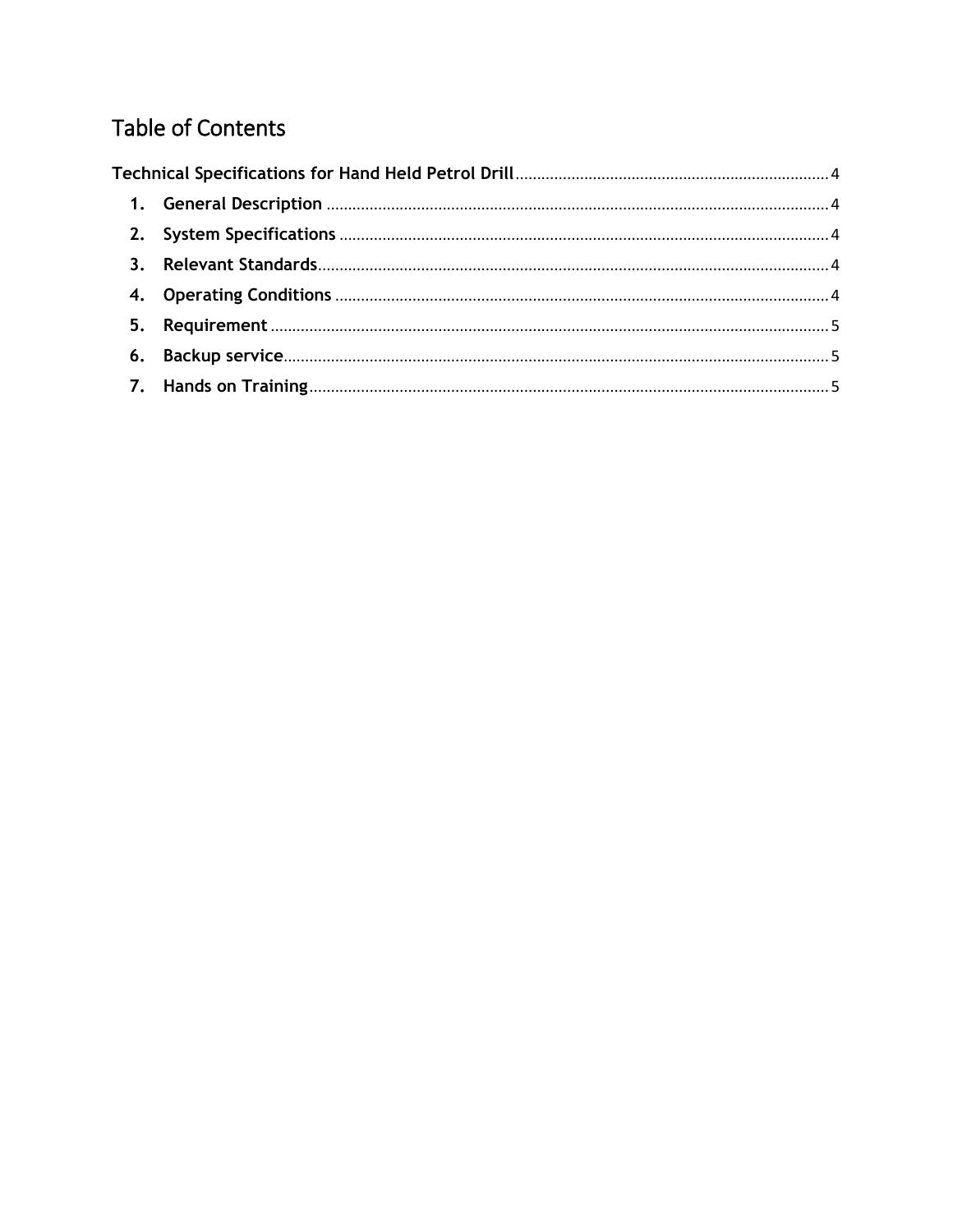# Table of Contents

**Technical Specifications for Hand Held Petrol Drill** ........................................ 4

1. **General Description** ........................................ 4
2. **System Specifications** ........................................ 4
3. **Relevant Standards** ........................................ 4
4. **Operating Conditions** ........................................ 4
5. **Requirement** ........................................ 5
6. **Backup service** ........................................ 5
7. **Hands on Training** ........................................ 5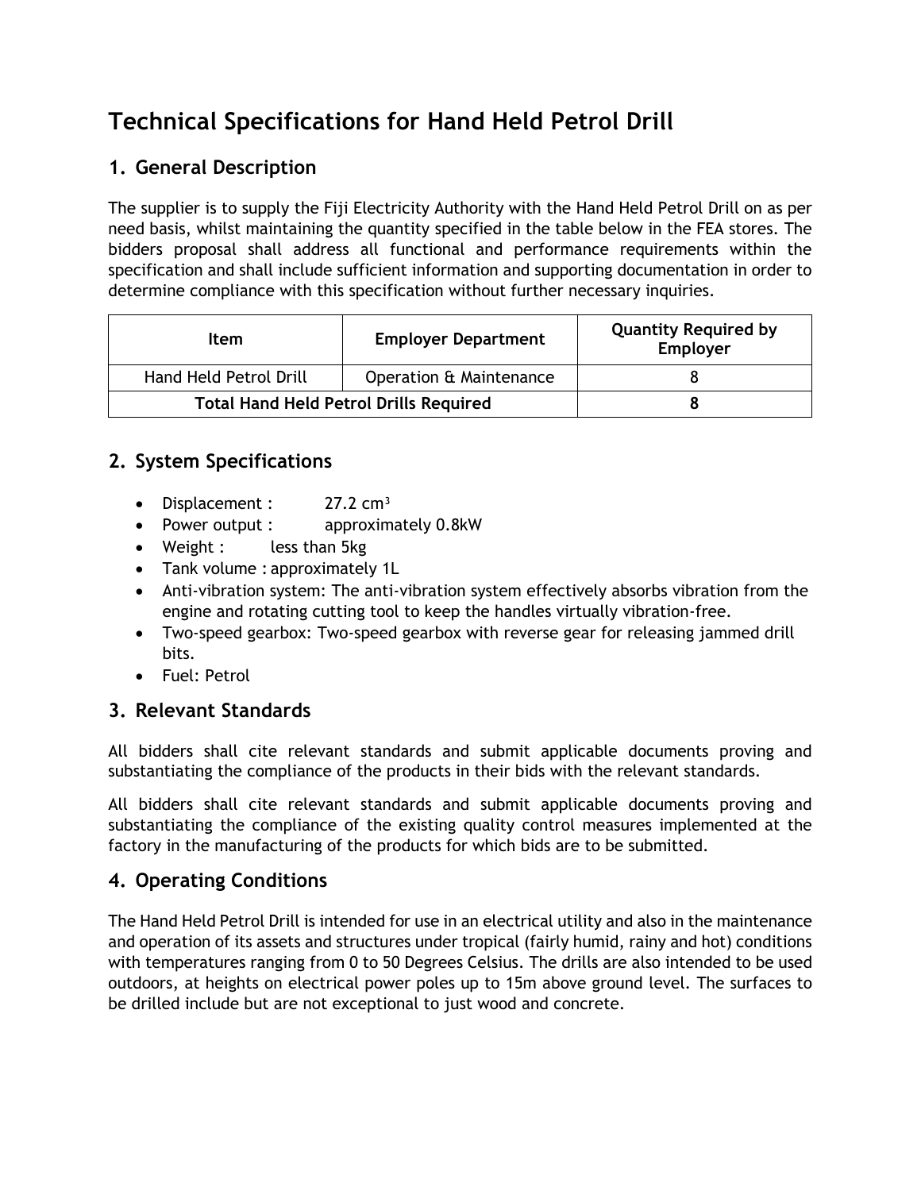# Technical Specifications for Hand Held Petrol Drill

## 1. General Description

The supplier is to supply the Fiji Electricity Authority with the Hand Held Petrol Drill on as per need basis, whilst maintaining the quantity specified in the table below in the FEA stores. The bidders proposal shall address all functional and performance requirements within the specification and shall include sufficient information and supporting documentation in order to determine compliance with this specification without further necessary inquiries.

| Item | Employer Department | Quantity Required by Employer |
|---|---|---|
| Hand Held Petrol Drill | Operation & Maintenance | 8 |
| **Total Hand Held Petrol Drills Required** | | **8** |

## 2. System Specifications

- Displacement : 27.2 $cm^3$
- Power output : approximately 0.8kW
- Weight : less than 5kg
- Tank volume : approximately 1L
- Anti-vibration system: The anti-vibration system effectively absorbs vibration from the engine and rotating cutting tool to keep the handles virtually vibration-free.
- Two-speed gearbox: Two-speed gearbox with reverse gear for releasing jammed drill bits.
- Fuel: Petrol

## 3. Relevant Standards

All bidders shall cite relevant standards and submit applicable documents proving and substantiating the compliance of the products in their bids with the relevant standards.

All bidders shall cite relevant standards and submit applicable documents proving and substantiating the compliance of the existing quality control measures implemented at the factory in the manufacturing of the products for which bids are to be submitted.

## 4. Operating Conditions

The Hand Held Petrol Drill is intended for use in an electrical utility and also in the maintenance and operation of its assets and structures under tropical (fairly humid, rainy and hot) conditions with temperatures ranging from 0 to 50 Degrees Celsius. The drills are also intended to be used outdoors, at heights on electrical power poles up to 15m above ground level. The surfaces to be drilled include but are not exceptional to just wood and concrete.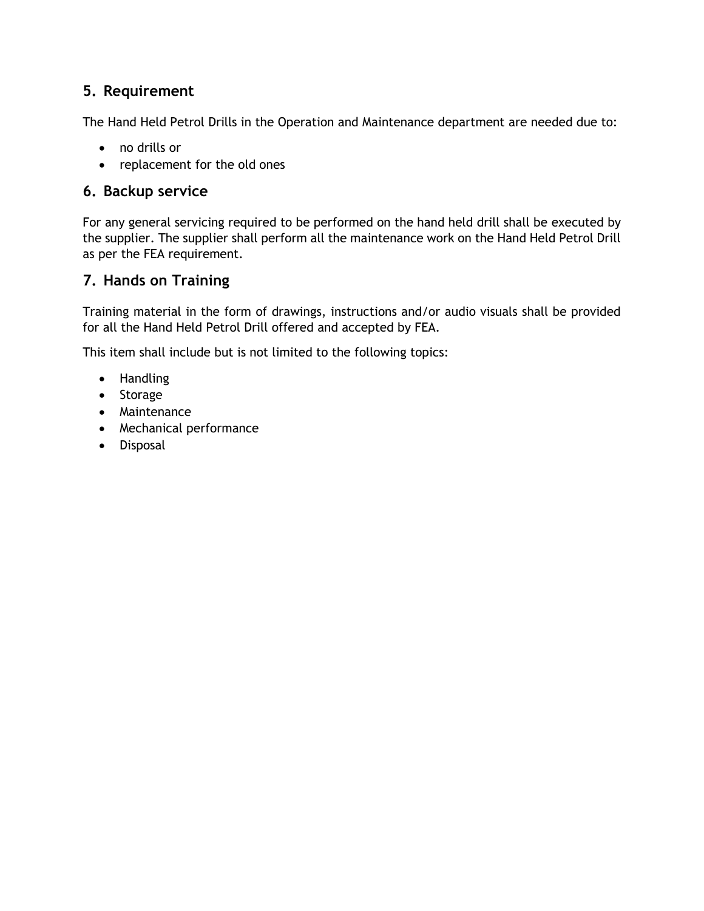## 5. Requirement

The Hand Held Petrol Drills in the Operation and Maintenance department are needed due to:

- no drills or
- replacement for the old ones

## 6. Backup service

For any general servicing required to be performed on the hand held drill shall be executed by the supplier. The supplier shall perform all the maintenance work on the Hand Held Petrol Drill as per the FEA requirement.

## 7. Hands on Training

Training material in the form of drawings, instructions and/or audio visuals shall be provided for all the Hand Held Petrol Drill offered and accepted by FEA.

This item shall include but is not limited to the following topics:

- Handling
- Storage
- Maintenance
- Mechanical performance
- Disposal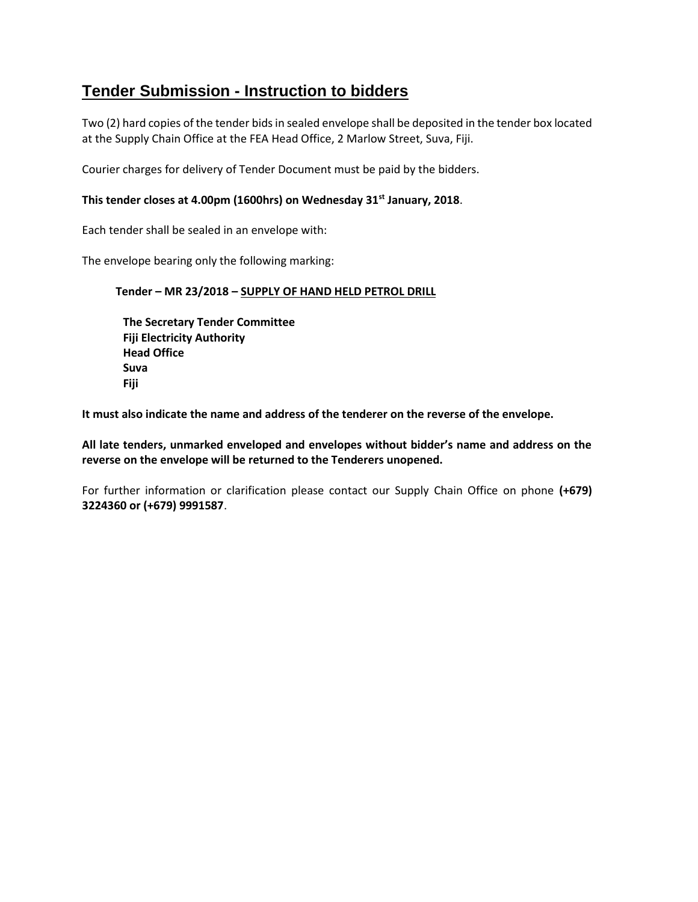## Tender Submission - Instruction to bidders

Two (2) hard copies of the tender bids in sealed envelope shall be deposited in the tender box located at the Supply Chain Office at the FEA Head Office, 2 Marlow Street, Suva, Fiji.

Courier charges for delivery of Tender Document must be paid by the bidders.

**This tender closes at 4.00pm (1600hrs) on Wednesday 31st January, 2018**.

Each tender shall be sealed in an envelope with:

The envelope bearing only the following marking:

**Tender – MR 23/2018 – SUPPLY OF HAND HELD PETROL DRILL**

**The Secretary Tender Committee**
**Fiji Electricity Authority**
**Head Office**
**Suva**
**Fiji**

**It must also indicate the name and address of the tenderer on the reverse of the envelope.**

**All late tenders, unmarked enveloped and envelopes without bidder's name and address on the reverse on the envelope will be returned to the Tenderers unopened.**

For further information or clarification please contact our Supply Chain Office on phone **(+679) 3224360 or (+679) 9991587**.